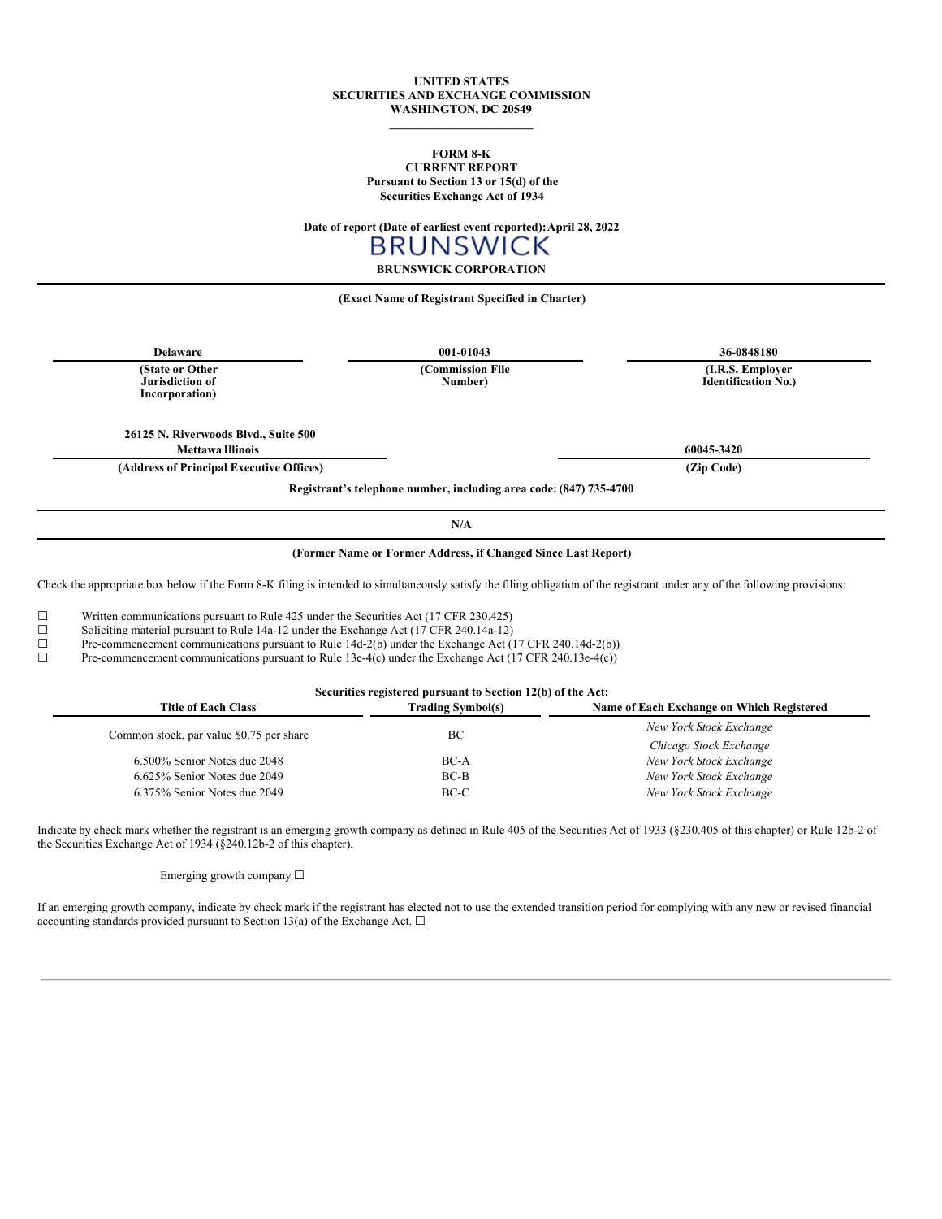**UNITED STATES**
**SECURITIES AND EXCHANGE COMMISSION**
**WASHINGTON, DC 20549**

---

**FORM 8-K**
**CURRENT REPORT**
**Pursuant to Section 13 or 15(d) of the**
**Securities Exchange Act of 1934**

**Date of report (Date of earliest event reported): April 28, 2022**

BRUNSWICK

**BRUNSWICK CORPORATION**

**(Exact Name of Registrant Specified in Charter)**

| Delaware | 001-01043 | 36-0848180 |
|---|---|---|
| **(State or Other Jurisdiction of Incorporation)** | **(Commission File Number)** | **(I.R.S. Employer Identification No.)** |

| | |
|---|---|
| **26125 N. Riverwoods Blvd., Suite 500** **Mettawa Illinois** | **60045-3420** |
| **(Address of Principal Executive Offices)** | **(Zip Code)** |

**Registrant's telephone number, including area code: (847) 735-4700**

**N/A**

**(Former Name or Former Address, if Changed Since Last Report)**

Check the appropriate box below if the Form 8-K filing is intended to simultaneously satisfy the filing obligation of the registrant under any of the following provisions:

☐ Written communications pursuant to Rule 425 under the Securities Act (17 CFR 230.425)
☐ Soliciting material pursuant to Rule 14a-12 under the Exchange Act (17 CFR 240.14a-12)
☐ Pre-commencement communications pursuant to Rule 14d-2(b) under the Exchange Act (17 CFR 240.14d-2(b))
☐ Pre-commencement communications pursuant to Rule 13e-4(c) under the Exchange Act (17 CFR 240.13e-4(c))

**Securities registered pursuant to Section 12(b) of the Act:**

| Title of Each Class | Trading Symbol(s) | Name of Each Exchange on Which Registered |
|---|---|---|
| Common stock, par value $0.75 per share | BC | *New York Stock Exchange* *Chicago Stock Exchange* |
| 6.500% Senior Notes due 2048 | BC-A | *New York Stock Exchange* |
| 6.625% Senior Notes due 2049 | BC-B | *New York Stock Exchange* |
| 6.375% Senior Notes due 2049 | BC-C | *New York Stock Exchange* |

Indicate by check mark whether the registrant is an emerging growth company as defined in Rule 405 of the Securities Act of 1933 (§230.405 of this chapter) or Rule 12b-2 of the Securities Exchange Act of 1934 (§240.12b-2 of this chapter).

Emerging growth company ☐

If an emerging growth company, indicate by check mark if the registrant has elected not to use the extended transition period for complying with any new or revised financial accounting standards provided pursuant to Section 13(a) of the Exchange Act. ☐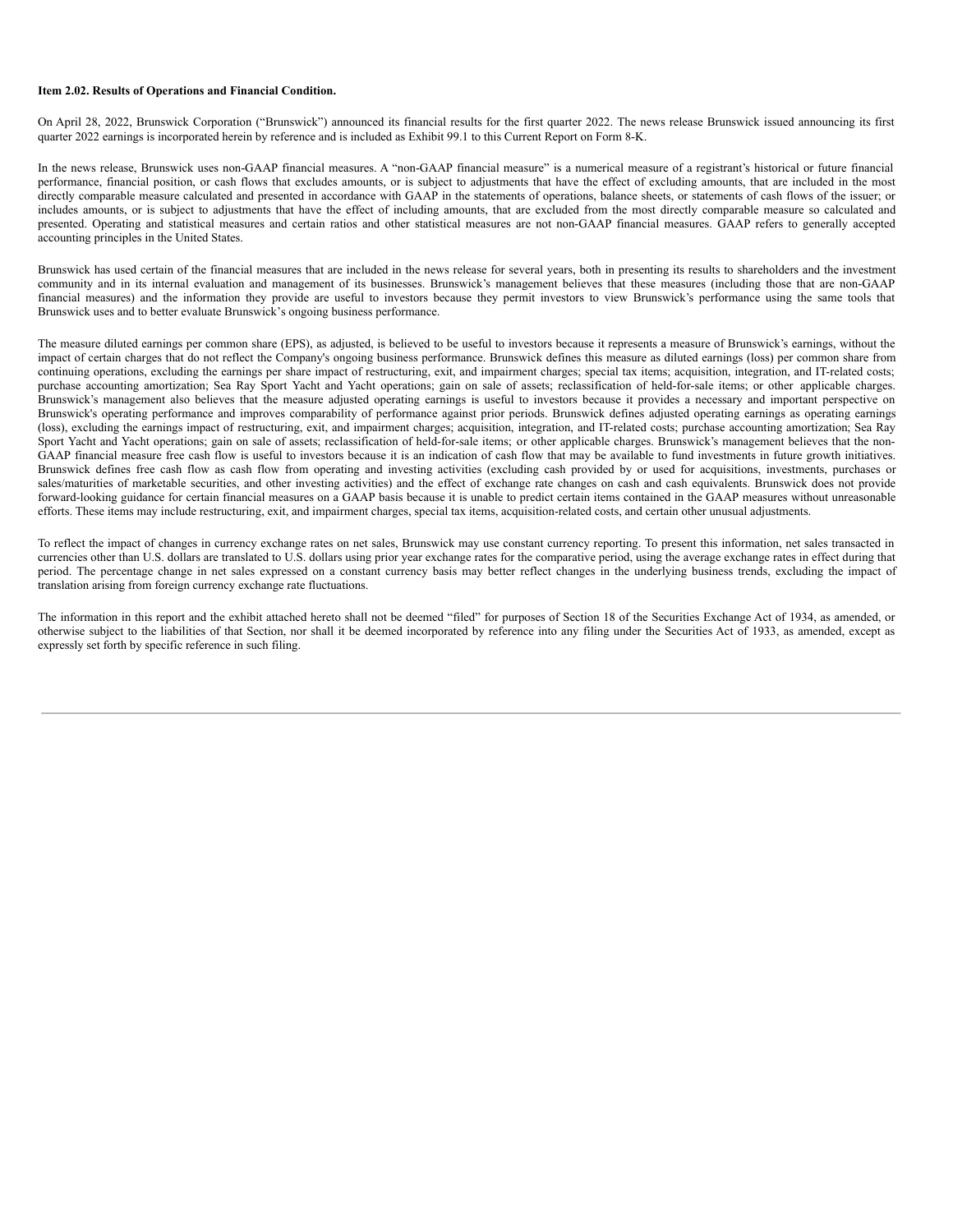**Item 2.02. Results of Operations and Financial Condition.**

On April 28, 2022, Brunswick Corporation ("Brunswick") announced its financial results for the first quarter 2022. The news release Brunswick issued announcing its first quarter 2022 earnings is incorporated herein by reference and is included as Exhibit 99.1 to this Current Report on Form 8-K.

In the news release, Brunswick uses non-GAAP financial measures. A "non-GAAP financial measure" is a numerical measure of a registrant's historical or future financial performance, financial position, or cash flows that excludes amounts, or is subject to adjustments that have the effect of excluding amounts, that are included in the most directly comparable measure calculated and presented in accordance with GAAP in the statements of operations, balance sheets, or statements of cash flows of the issuer; or includes amounts, or is subject to adjustments that have the effect of including amounts, that are excluded from the most directly comparable measure so calculated and presented. Operating and statistical measures and certain ratios and other statistical measures are not non-GAAP financial measures. GAAP refers to generally accepted accounting principles in the United States.

Brunswick has used certain of the financial measures that are included in the news release for several years, both in presenting its results to shareholders and the investment community and in its internal evaluation and management of its businesses. Brunswick's management believes that these measures (including those that are non-GAAP financial measures) and the information they provide are useful to investors because they permit investors to view Brunswick's performance using the same tools that Brunswick uses and to better evaluate Brunswick's ongoing business performance.

The measure diluted earnings per common share (EPS), as adjusted, is believed to be useful to investors because it represents a measure of Brunswick's earnings, without the impact of certain charges that do not reflect the Company's ongoing business performance. Brunswick defines this measure as diluted earnings (loss) per common share from continuing operations, excluding the earnings per share impact of restructuring, exit, and impairment charges; special tax items; acquisition, integration, and IT-related costs; purchase accounting amortization; Sea Ray Sport Yacht and Yacht operations; gain on sale of assets; reclassification of held-for-sale items; or other applicable charges. Brunswick's management also believes that the measure adjusted operating earnings is useful to investors because it provides a necessary and important perspective on Brunswick's operating performance and improves comparability of performance against prior periods. Brunswick defines adjusted operating earnings as operating earnings (loss), excluding the earnings impact of restructuring, exit, and impairment charges; acquisition, integration, and IT-related costs; purchase accounting amortization; Sea Ray Sport Yacht and Yacht operations; gain on sale of assets; reclassification of held-for-sale items; or other applicable charges. Brunswick's management believes that the non-GAAP financial measure free cash flow is useful to investors because it is an indication of cash flow that may be available to fund investments in future growth initiatives. Brunswick defines free cash flow as cash flow from operating and investing activities (excluding cash provided by or used for acquisitions, investments, purchases or sales/maturities of marketable securities, and other investing activities) and the effect of exchange rate changes on cash and cash equivalents. Brunswick does not provide forward-looking guidance for certain financial measures on a GAAP basis because it is unable to predict certain items contained in the GAAP measures without unreasonable efforts. These items may include restructuring, exit, and impairment charges, special tax items, acquisition-related costs, and certain other unusual adjustments.

To reflect the impact of changes in currency exchange rates on net sales, Brunswick may use constant currency reporting. To present this information, net sales transacted in currencies other than U.S. dollars are translated to U.S. dollars using prior year exchange rates for the comparative period, using the average exchange rates in effect during that period. The percentage change in net sales expressed on a constant currency basis may better reflect changes in the underlying business trends, excluding the impact of translation arising from foreign currency exchange rate fluctuations.

The information in this report and the exhibit attached hereto shall not be deemed "filed" for purposes of Section 18 of the Securities Exchange Act of 1934, as amended, or otherwise subject to the liabilities of that Section, nor shall it be deemed incorporated by reference into any filing under the Securities Act of 1933, as amended, except as expressly set forth by specific reference in such filing.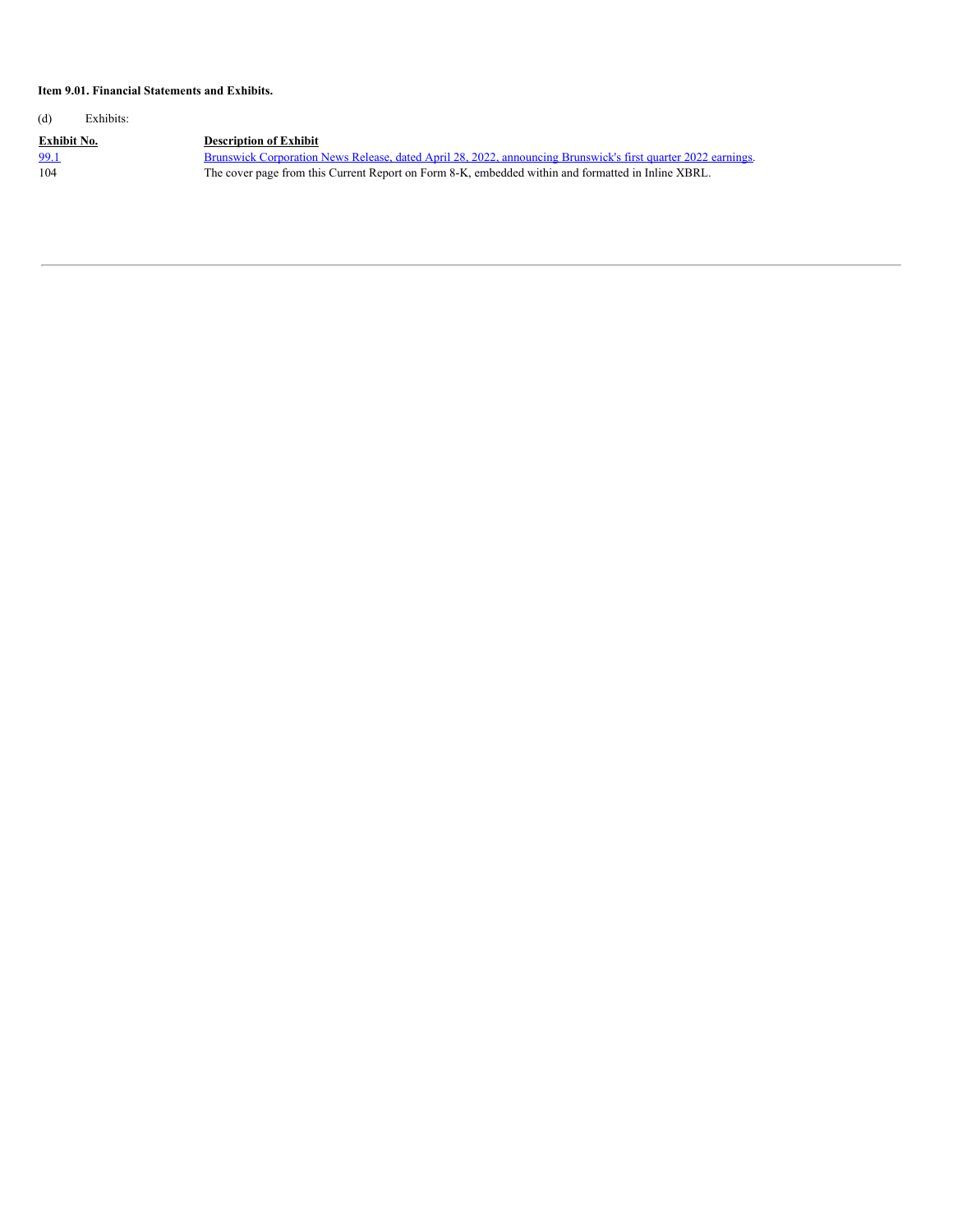**Item 9.01. Financial Statements and Exhibits.**

(d) Exhibits:

| Exhibit No. | Description of Exhibit |
| --- | --- |
| 99.1 | Brunswick Corporation News Release, dated April 28, 2022, announcing Brunswick's first quarter 2022 earnings. |
| 104 | The cover page from this Current Report on Form 8-K, embedded within and formatted in Inline XBRL. |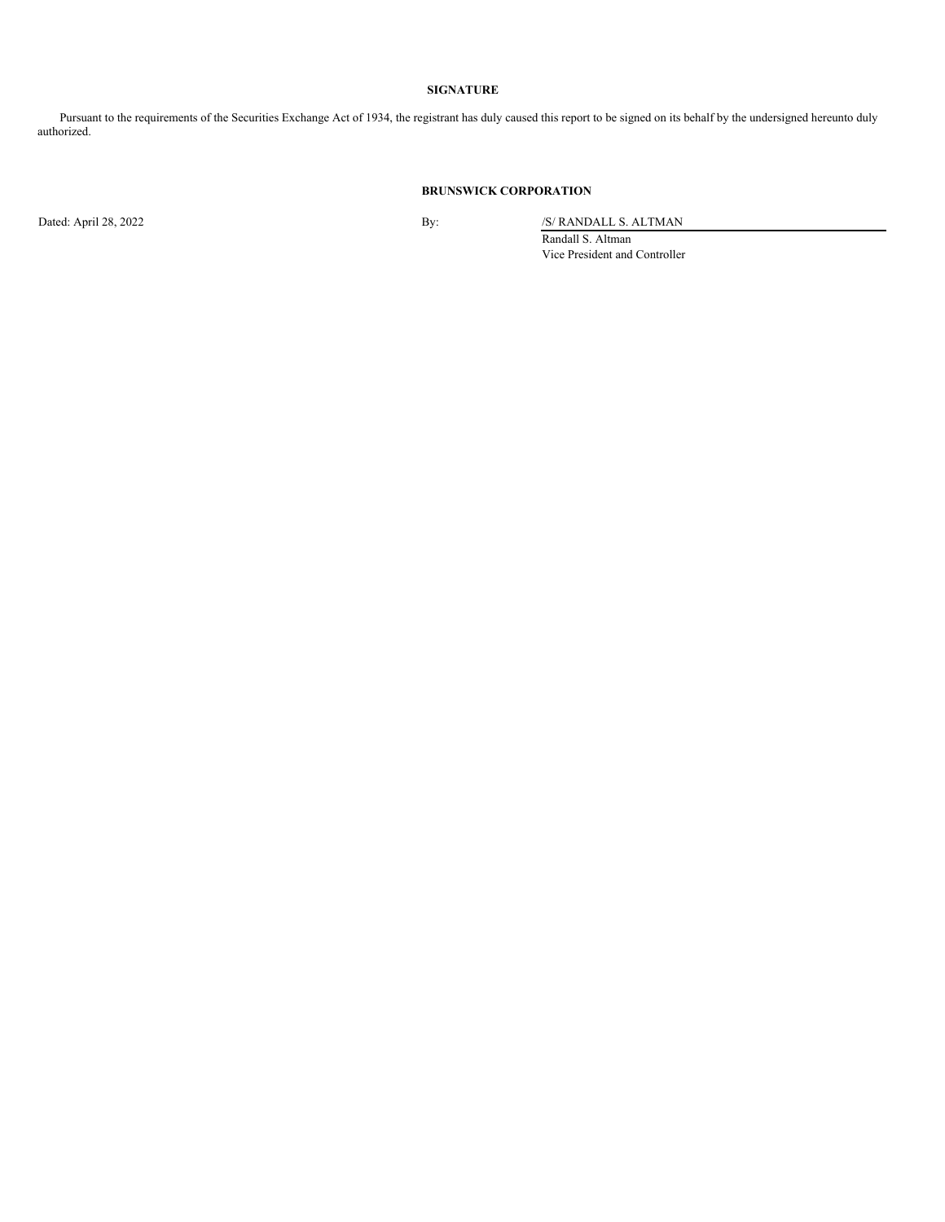## SIGNATURE

Pursuant to the requirements of the Securities Exchange Act of 1934, the registrant has duly caused this report to be signed on its behalf by the undersigned hereunto duly authorized.

**BRUNSWICK CORPORATION**

Dated: April 28, 2022

By: /S/ RANDALL S. ALTMAN

Randall S. Altman
Vice President and Controller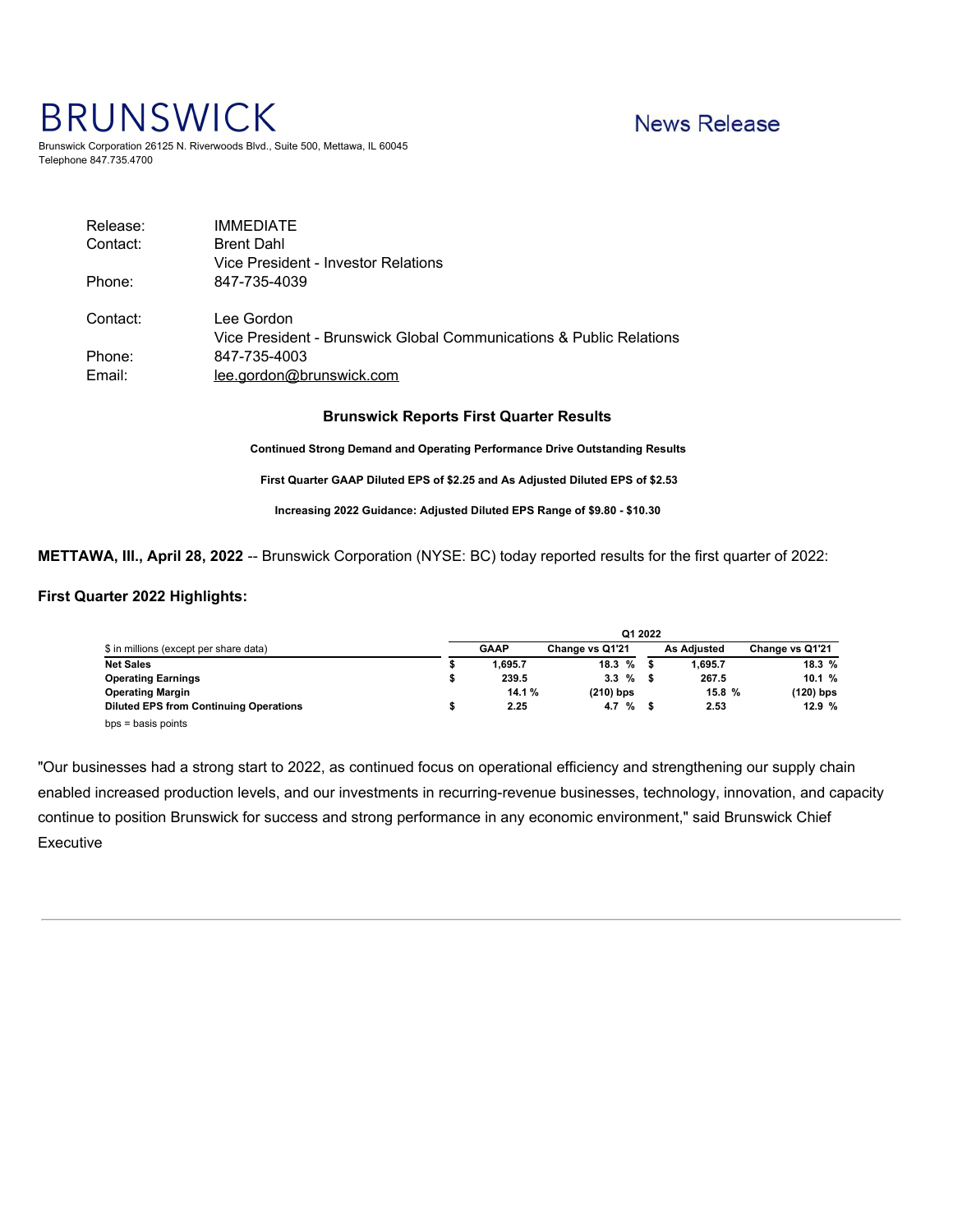# BRUNSWICK

Brunswick Corporation 26125 N. Riverwoods Blvd., Suite 500, Mettawa, IL 60045
Telephone 847.735.4700

News Release

| | |
|---|---|
| Release: | IMMEDIATE |
| Contact: | Brent Dahl |
| | Vice President - Investor Relations |
| Phone: | 847-735-4039 |
| Contact: | Lee Gordon |
| | Vice President - Brunswick Global Communications & Public Relations |
| Phone: | 847-735-4003 |
| Email: | lee.gordon@brunswick.com |

## Brunswick Reports First Quarter Results

**Continued Strong Demand and Operating Performance Drive Outstanding Results**

**First Quarter GAAP Diluted EPS of $2.25 and As Adjusted Diluted EPS of $2.53**

**Increasing 2022 Guidance: Adjusted Diluted EPS Range of $9.80 - $10.30**

**METTAWA, Ill., April 28, 2022** -- Brunswick Corporation (NYSE: BC) today reported results for the first quarter of 2022:

### First Quarter 2022 Highlights:

| | Q1 2022 | | | |
|---|---|---|---|---|
| $ in millions (except per share data) | GAAP | Change vs Q1'21 | As Adjusted | Change vs Q1'21 |
| **Net Sales** | $ 1,695.7 | 18.3 % | $ 1,695.7 | 18.3 % |
| **Operating Earnings** | $ 239.5 | 3.3 % | $ 267.5 | 10.1 % |
| **Operating Margin** | 14.1 % | (210) bps | 15.8 % | (120) bps |
| **Diluted EPS from Continuing Operations** | $ 2.25 | 4.7 % | $ 2.53 | 12.9 % |

bps = basis points

"Our businesses had a strong start to 2022, as continued focus on operational efficiency and strengthening our supply chain enabled increased production levels, and our investments in recurring-revenue businesses, technology, innovation, and capacity continue to position Brunswick for success and strong performance in any economic environment," said Brunswick Chief Executive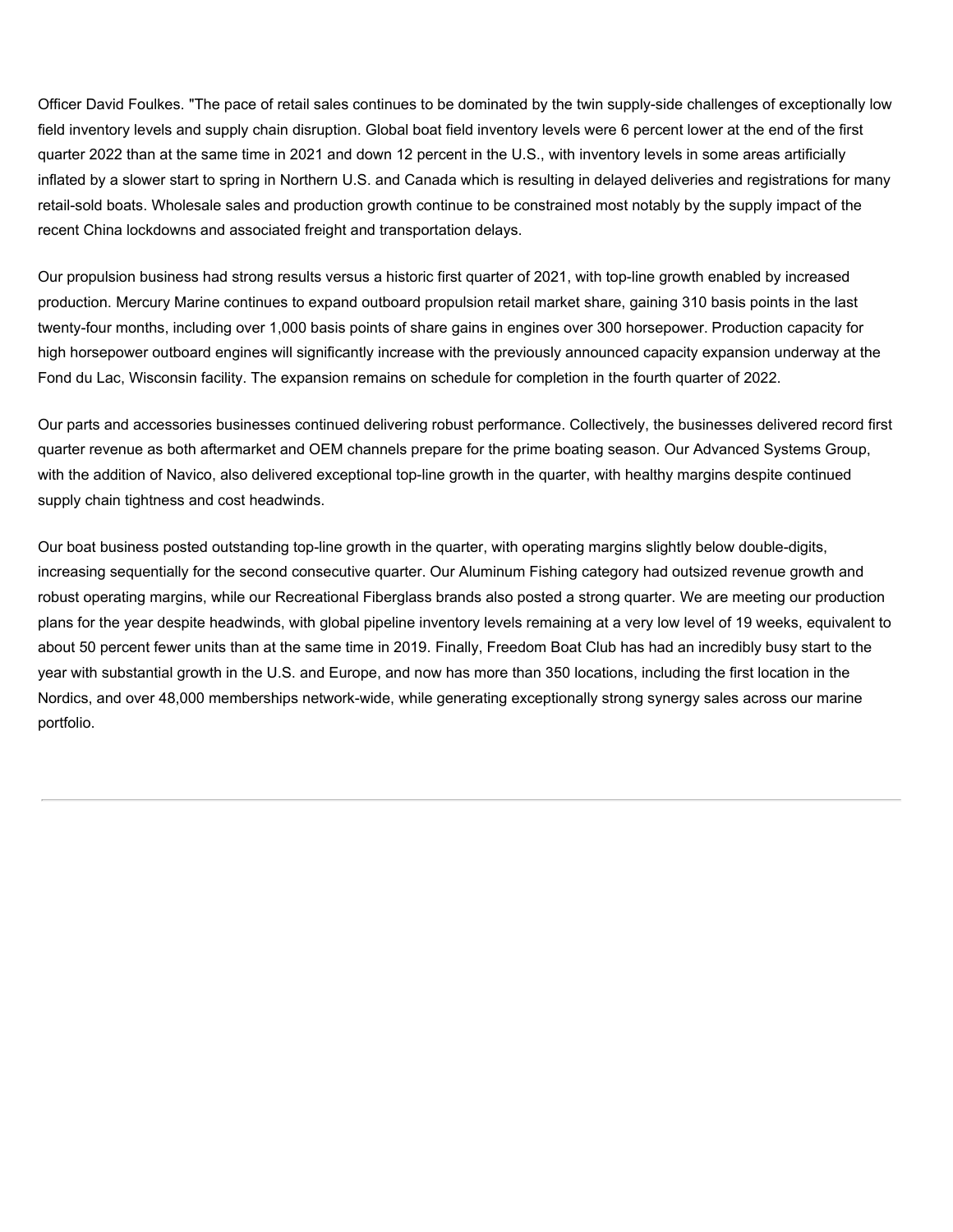Officer David Foulkes. "The pace of retail sales continues to be dominated by the twin supply-side challenges of exceptionally low field inventory levels and supply chain disruption. Global boat field inventory levels were 6 percent lower at the end of the first quarter 2022 than at the same time in 2021 and down 12 percent in the U.S., with inventory levels in some areas artificially inflated by a slower start to spring in Northern U.S. and Canada which is resulting in delayed deliveries and registrations for many retail-sold boats. Wholesale sales and production growth continue to be constrained most notably by the supply impact of the recent China lockdowns and associated freight and transportation delays.

Our propulsion business had strong results versus a historic first quarter of 2021, with top-line growth enabled by increased production. Mercury Marine continues to expand outboard propulsion retail market share, gaining 310 basis points in the last twenty-four months, including over 1,000 basis points of share gains in engines over 300 horsepower. Production capacity for high horsepower outboard engines will significantly increase with the previously announced capacity expansion underway at the Fond du Lac, Wisconsin facility. The expansion remains on schedule for completion in the fourth quarter of 2022.

Our parts and accessories businesses continued delivering robust performance. Collectively, the businesses delivered record first quarter revenue as both aftermarket and OEM channels prepare for the prime boating season. Our Advanced Systems Group, with the addition of Navico, also delivered exceptional top-line growth in the quarter, with healthy margins despite continued supply chain tightness and cost headwinds.

Our boat business posted outstanding top-line growth in the quarter, with operating margins slightly below double-digits, increasing sequentially for the second consecutive quarter. Our Aluminum Fishing category had outsized revenue growth and robust operating margins, while our Recreational Fiberglass brands also posted a strong quarter. We are meeting our production plans for the year despite headwinds, with global pipeline inventory levels remaining at a very low level of 19 weeks, equivalent to about 50 percent fewer units than at the same time in 2019. Finally, Freedom Boat Club has had an incredibly busy start to the year with substantial growth in the U.S. and Europe, and now has more than 350 locations, including the first location in the Nordics, and over 48,000 memberships network-wide, while generating exceptionally strong synergy sales across our marine portfolio.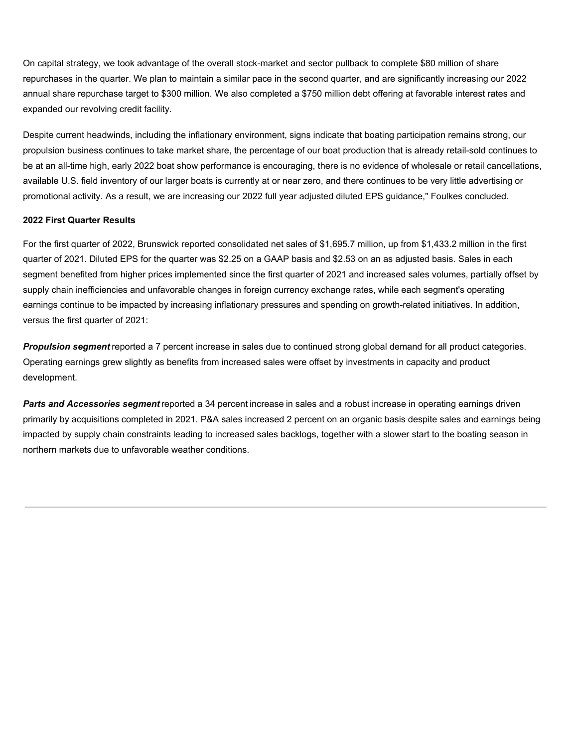On capital strategy, we took advantage of the overall stock-market and sector pullback to complete $80 million of share repurchases in the quarter. We plan to maintain a similar pace in the second quarter, and are significantly increasing our 2022 annual share repurchase target to $300 million. We also completed a $750 million debt offering at favorable interest rates and expanded our revolving credit facility.

Despite current headwinds, including the inflationary environment, signs indicate that boating participation remains strong, our propulsion business continues to take market share, the percentage of our boat production that is already retail-sold continues to be at an all-time high, early 2022 boat show performance is encouraging, there is no evidence of wholesale or retail cancellations, available U.S. field inventory of our larger boats is currently at or near zero, and there continues to be very little advertising or promotional activity. As a result, we are increasing our 2022 full year adjusted diluted EPS guidance," Foulkes concluded.

**2022 First Quarter Results**

For the first quarter of 2022, Brunswick reported consolidated net sales of $1,695.7 million, up from $1,433.2 million in the first quarter of 2021. Diluted EPS for the quarter was $2.25 on a GAAP basis and $2.53 on an as adjusted basis. Sales in each segment benefited from higher prices implemented since the first quarter of 2021 and increased sales volumes, partially offset by supply chain inefficiencies and unfavorable changes in foreign currency exchange rates, while each segment's operating earnings continue to be impacted by increasing inflationary pressures and spending on growth-related initiatives. In addition, versus the first quarter of 2021:

***Propulsion segment*** reported a 7 percent increase in sales due to continued strong global demand for all product categories. Operating earnings grew slightly as benefits from increased sales were offset by investments in capacity and product development.

***Parts and Accessories segment*** reported a 34 percent increase in sales and a robust increase in operating earnings driven primarily by acquisitions completed in 2021. P&A sales increased 2 percent on an organic basis despite sales and earnings being impacted by supply chain constraints leading to increased sales backlogs, together with a slower start to the boating season in northern markets due to unfavorable weather conditions.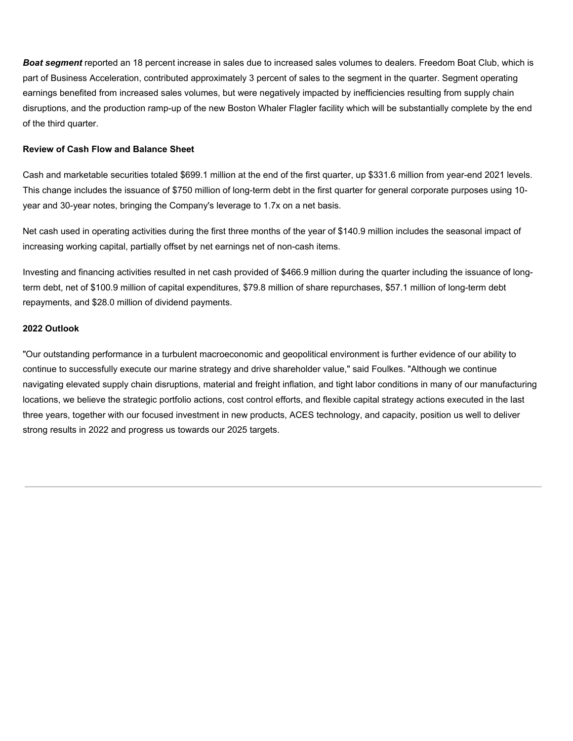***Boat segment*** reported an 18 percent increase in sales due to increased sales volumes to dealers. Freedom Boat Club, which is part of Business Acceleration, contributed approximately 3 percent of sales to the segment in the quarter. Segment operating earnings benefited from increased sales volumes, but were negatively impacted by inefficiencies resulting from supply chain disruptions, and the production ramp-up of the new Boston Whaler Flagler facility which will be substantially complete by the end of the third quarter.

**Review of Cash Flow and Balance Sheet**

Cash and marketable securities totaled $699.1 million at the end of the first quarter, up $331.6 million from year-end 2021 levels. This change includes the issuance of $750 million of long-term debt in the first quarter for general corporate purposes using 10-year and 30-year notes, bringing the Company's leverage to 1.7x on a net basis.

Net cash used in operating activities during the first three months of the year of $140.9 million includes the seasonal impact of increasing working capital, partially offset by net earnings net of non-cash items.

Investing and financing activities resulted in net cash provided of $466.9 million during the quarter including the issuance of long-term debt, net of $100.9 million of capital expenditures, $79.8 million of share repurchases, $57.1 million of long-term debt repayments, and $28.0 million of dividend payments.

**2022 Outlook**

"Our outstanding performance in a turbulent macroeconomic and geopolitical environment is further evidence of our ability to continue to successfully execute our marine strategy and drive shareholder value," said Foulkes. "Although we continue navigating elevated supply chain disruptions, material and freight inflation, and tight labor conditions in many of our manufacturing locations, we believe the strategic portfolio actions, cost control efforts, and flexible capital strategy actions executed in the last three years, together with our focused investment in new products, ACES technology, and capacity, position us well to deliver strong results in 2022 and progress us towards our 2025 targets.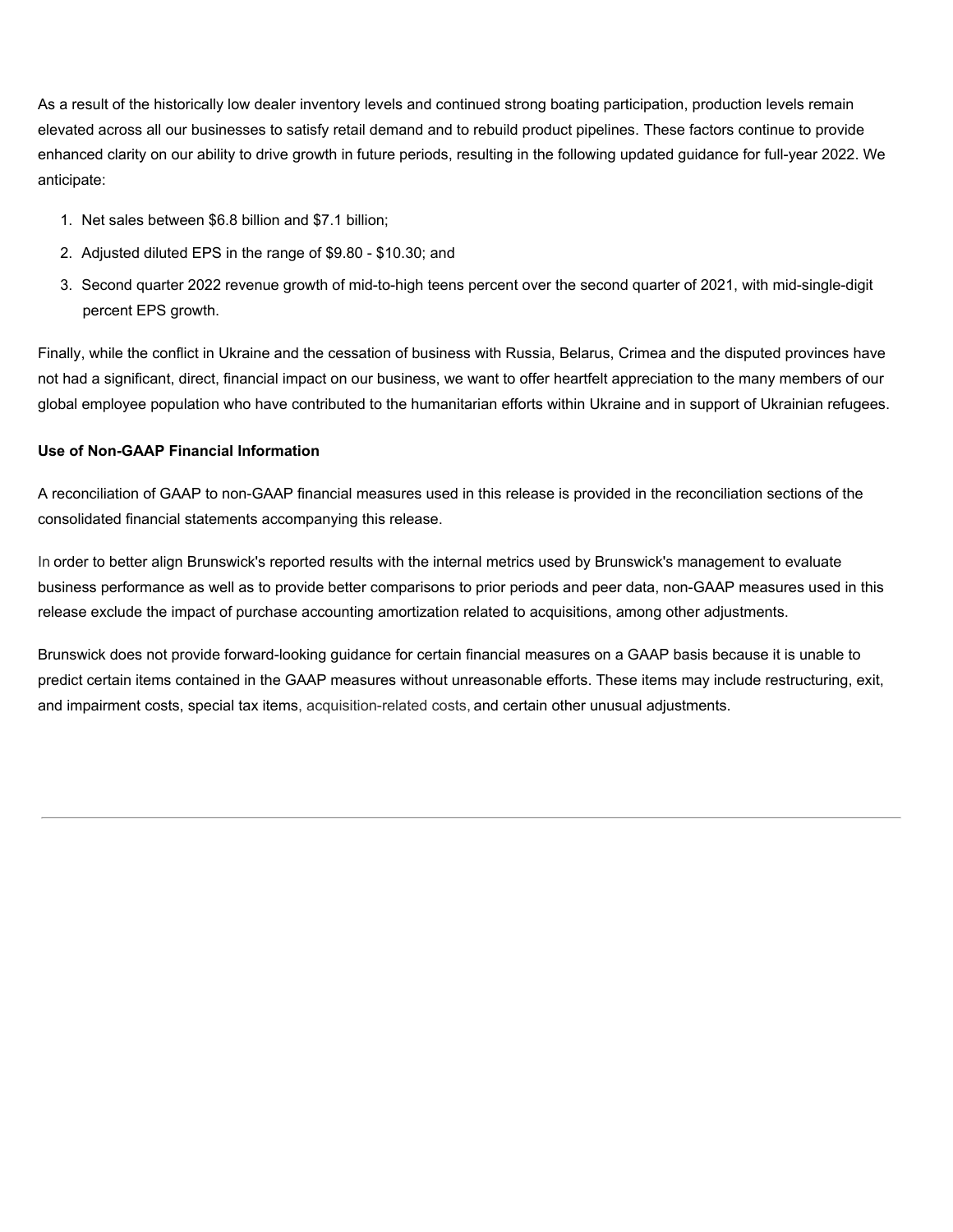As a result of the historically low dealer inventory levels and continued strong boating participation, production levels remain elevated across all our businesses to satisfy retail demand and to rebuild product pipelines. These factors continue to provide enhanced clarity on our ability to drive growth in future periods, resulting in the following updated guidance for full-year 2022. We anticipate:

1. Net sales between $6.8 billion and $7.1 billion;
2. Adjusted diluted EPS in the range of $9.80 - $10.30; and
3. Second quarter 2022 revenue growth of mid-to-high teens percent over the second quarter of 2021, with mid-single-digit percent EPS growth.

Finally, while the conflict in Ukraine and the cessation of business with Russia, Belarus, Crimea and the disputed provinces have not had a significant, direct, financial impact on our business, we want to offer heartfelt appreciation to the many members of our global employee population who have contributed to the humanitarian efforts within Ukraine and in support of Ukrainian refugees.

**Use of Non-GAAP Financial Information**

A reconciliation of GAAP to non-GAAP financial measures used in this release is provided in the reconciliation sections of the consolidated financial statements accompanying this release.

In order to better align Brunswick's reported results with the internal metrics used by Brunswick's management to evaluate business performance as well as to provide better comparisons to prior periods and peer data, non-GAAP measures used in this release exclude the impact of purchase accounting amortization related to acquisitions, among other adjustments.

Brunswick does not provide forward-looking guidance for certain financial measures on a GAAP basis because it is unable to predict certain items contained in the GAAP measures without unreasonable efforts. These items may include restructuring, exit, and impairment costs, special tax items, acquisition-related costs, and certain other unusual adjustments.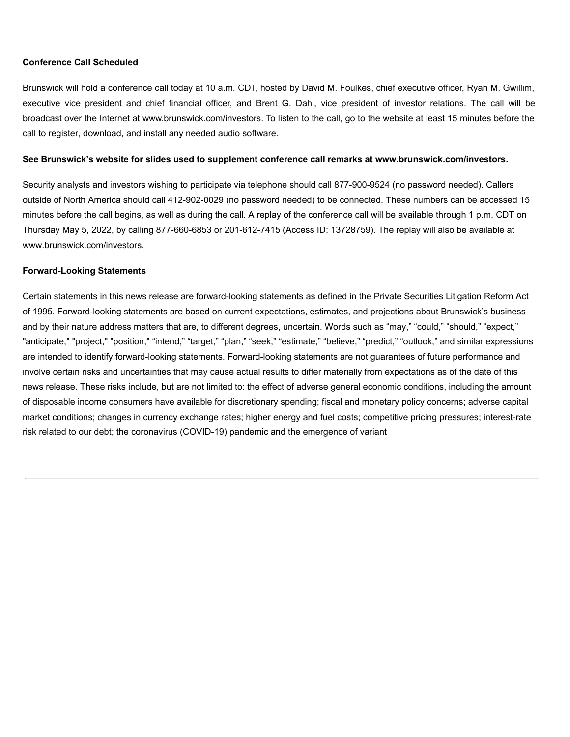**Conference Call Scheduled**

Brunswick will hold a conference call today at 10 a.m. CDT, hosted by David M. Foulkes, chief executive officer, Ryan M. Gwillim, executive vice president and chief financial officer, and Brent G. Dahl, vice president of investor relations. The call will be broadcast over the Internet at www.brunswick.com/investors. To listen to the call, go to the website at least 15 minutes before the call to register, download, and install any needed audio software.

**See Brunswick's website for slides used to supplement conference call remarks at www.brunswick.com/investors.**

Security analysts and investors wishing to participate via telephone should call 877-900-9524 (no password needed). Callers outside of North America should call 412-902-0029 (no password needed) to be connected. These numbers can be accessed 15 minutes before the call begins, as well as during the call. A replay of the conference call will be available through 1 p.m. CDT on Thursday May 5, 2022, by calling 877-660-6853 or 201-612-7415 (Access ID: 13728759). The replay will also be available at www.brunswick.com/investors.

**Forward-Looking Statements**

Certain statements in this news release are forward-looking statements as defined in the Private Securities Litigation Reform Act of 1995. Forward-looking statements are based on current expectations, estimates, and projections about Brunswick's business and by their nature address matters that are, to different degrees, uncertain. Words such as "may," "could," "should," "expect," "anticipate," "project," "position," "intend," "target," "plan," "seek," "estimate," "believe," "predict," "outlook," and similar expressions are intended to identify forward-looking statements. Forward-looking statements are not guarantees of future performance and involve certain risks and uncertainties that may cause actual results to differ materially from expectations as of the date of this news release. These risks include, but are not limited to: the effect of adverse general economic conditions, including the amount of disposable income consumers have available for discretionary spending; fiscal and monetary policy concerns; adverse capital market conditions; changes in currency exchange rates; higher energy and fuel costs; competitive pricing pressures; interest-rate risk related to our debt; the coronavirus (COVID-19) pandemic and the emergence of variant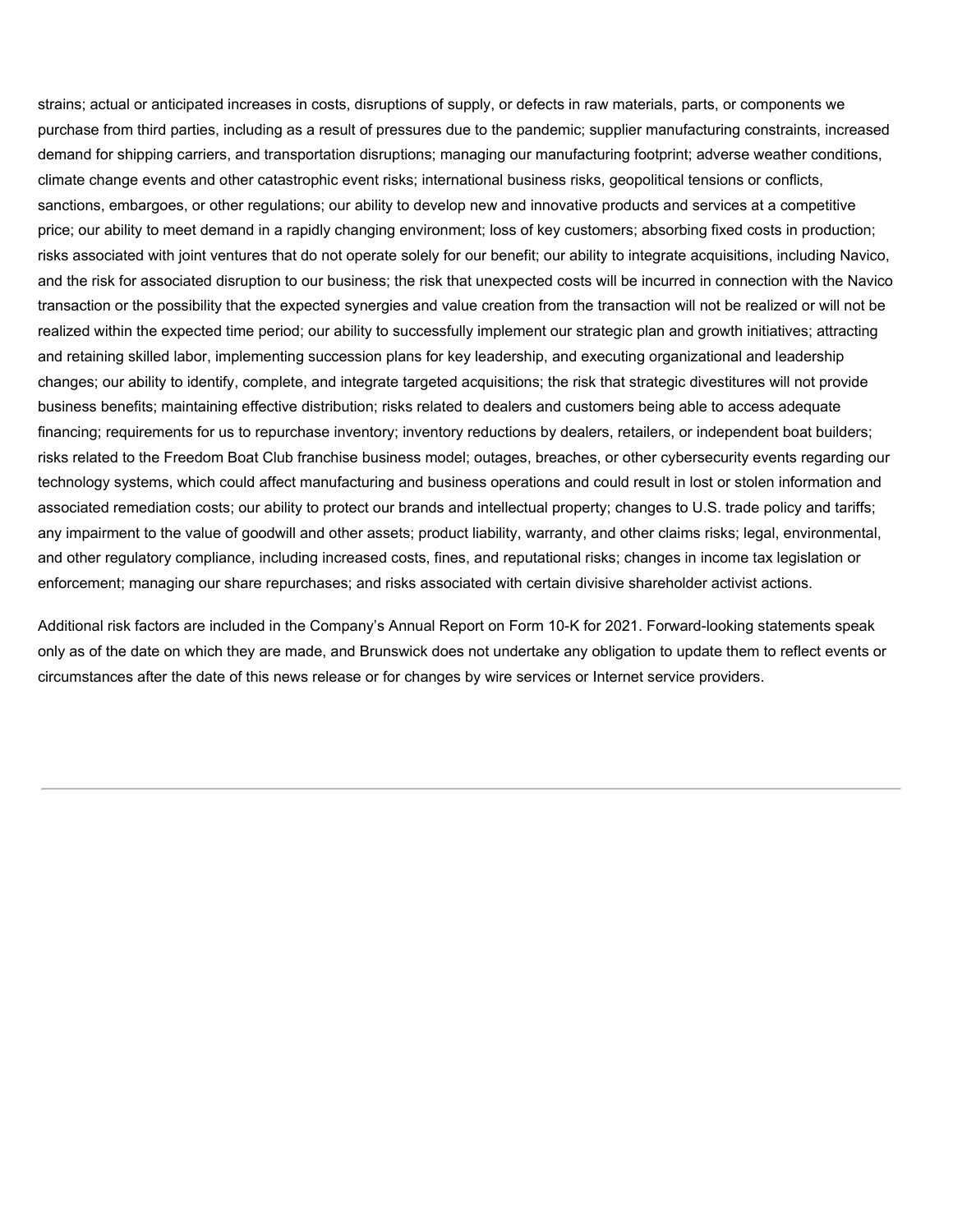strains; actual or anticipated increases in costs, disruptions of supply, or defects in raw materials, parts, or components we purchase from third parties, including as a result of pressures due to the pandemic; supplier manufacturing constraints, increased demand for shipping carriers, and transportation disruptions; managing our manufacturing footprint; adverse weather conditions, climate change events and other catastrophic event risks; international business risks, geopolitical tensions or conflicts, sanctions, embargoes, or other regulations; our ability to develop new and innovative products and services at a competitive price; our ability to meet demand in a rapidly changing environment; loss of key customers; absorbing fixed costs in production; risks associated with joint ventures that do not operate solely for our benefit; our ability to integrate acquisitions, including Navico, and the risk for associated disruption to our business; the risk that unexpected costs will be incurred in connection with the Navico transaction or the possibility that the expected synergies and value creation from the transaction will not be realized or will not be realized within the expected time period; our ability to successfully implement our strategic plan and growth initiatives; attracting and retaining skilled labor, implementing succession plans for key leadership, and executing organizational and leadership changes; our ability to identify, complete, and integrate targeted acquisitions; the risk that strategic divestitures will not provide business benefits; maintaining effective distribution; risks related to dealers and customers being able to access adequate financing; requirements for us to repurchase inventory; inventory reductions by dealers, retailers, or independent boat builders; risks related to the Freedom Boat Club franchise business model; outages, breaches, or other cybersecurity events regarding our technology systems, which could affect manufacturing and business operations and could result in lost or stolen information and associated remediation costs; our ability to protect our brands and intellectual property; changes to U.S. trade policy and tariffs; any impairment to the value of goodwill and other assets; product liability, warranty, and other claims risks; legal, environmental, and other regulatory compliance, including increased costs, fines, and reputational risks; changes in income tax legislation or enforcement; managing our share repurchases; and risks associated with certain divisive shareholder activist actions.

Additional risk factors are included in the Company's Annual Report on Form 10-K for 2021. Forward-looking statements speak only as of the date on which they are made, and Brunswick does not undertake any obligation to update them to reflect events or circumstances after the date of this news release or for changes by wire services or Internet service providers.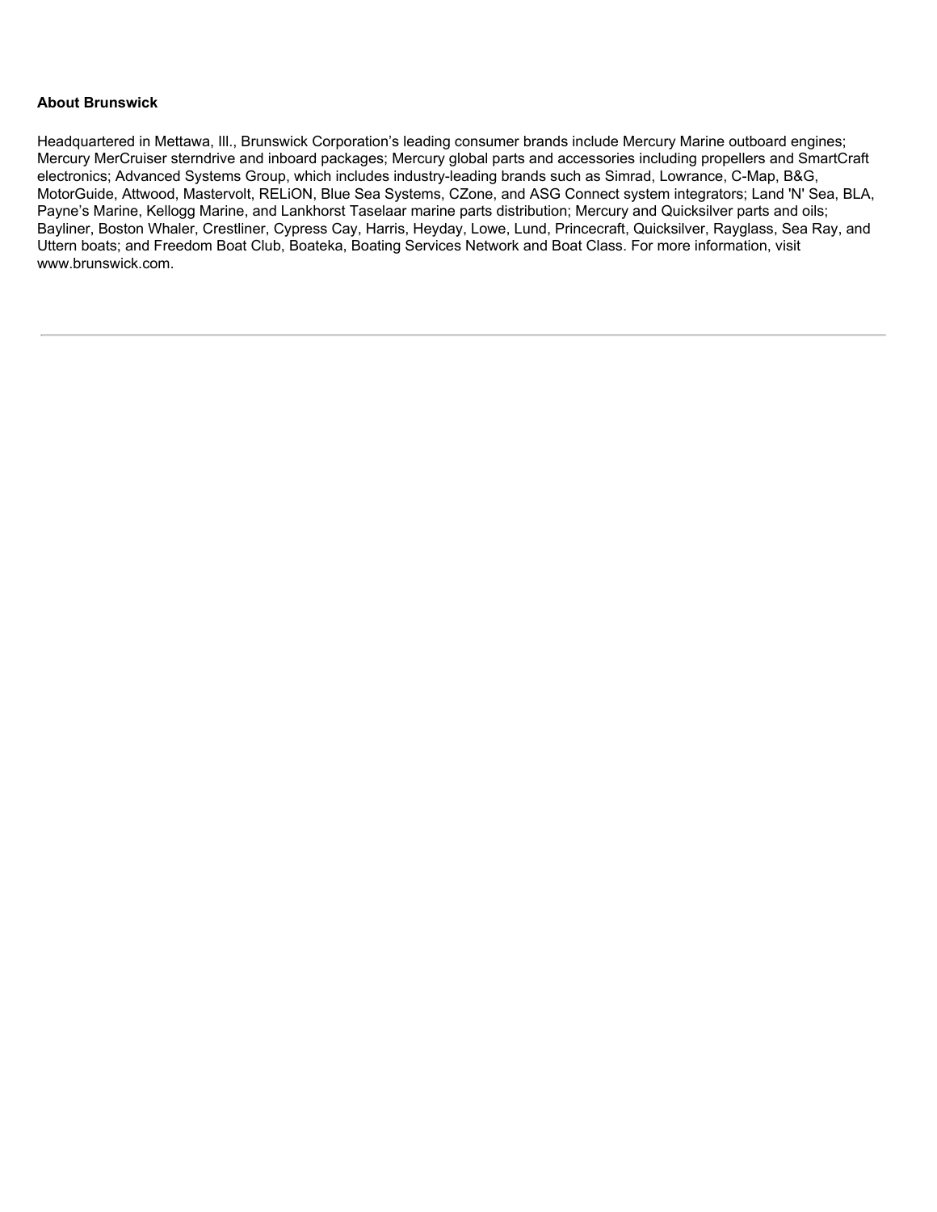**About Brunswick**

Headquartered in Mettawa, Ill., Brunswick Corporation's leading consumer brands include Mercury Marine outboard engines; Mercury MerCruiser sterndrive and inboard packages; Mercury global parts and accessories including propellers and SmartCraft electronics; Advanced Systems Group, which includes industry-leading brands such as Simrad, Lowrance, C-Map, B&G, MotorGuide, Attwood, Mastervolt, RELiON, Blue Sea Systems, CZone, and ASG Connect system integrators; Land 'N' Sea, BLA, Payne's Marine, Kellogg Marine, and Lankhorst Taselaar marine parts distribution; Mercury and Quicksilver parts and oils; Bayliner, Boston Whaler, Crestliner, Cypress Cay, Harris, Heyday, Lowe, Lund, Princecraft, Quicksilver, Rayglass, Sea Ray, and Uttern boats; and Freedom Boat Club, Boateka, Boating Services Network and Boat Class. For more information, visit www.brunswick.com.

---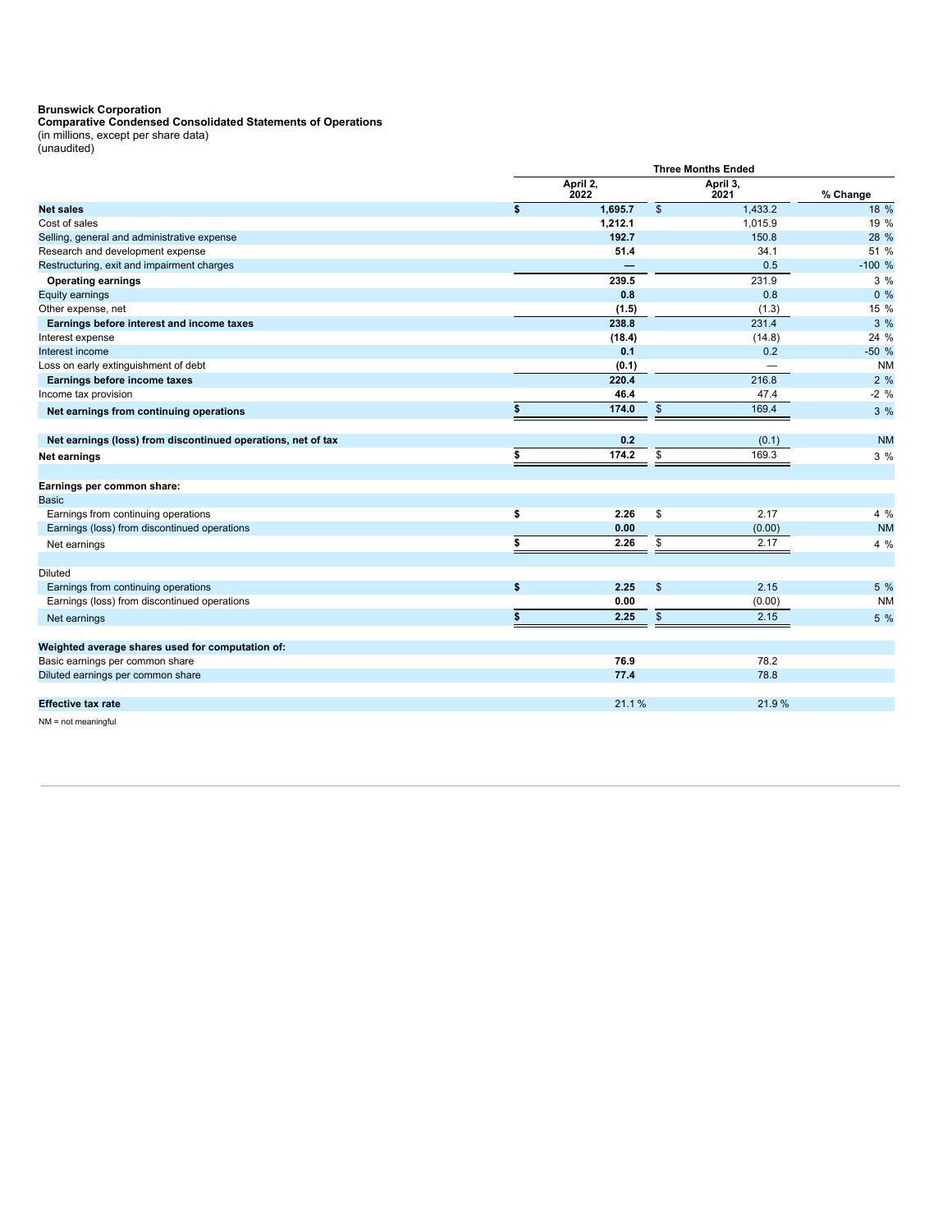**Brunswick Corporation**
**Comparative Condensed Consolidated Statements of Operations**
(in millions, except per share data)
(unaudited)

| | Three Months Ended | | |
|---|---|---|---|
| | April 2, 2022 | April 3, 2021 | % Change |
| **Net sales** | $ 1,695.7 | $ 1,433.2 | 18 % |
| Cost of sales | 1,212.1 | 1,015.9 | 19 % |
| Selling, general and administrative expense | 192.7 | 150.8 | 28 % |
| Research and development expense | 51.4 | 34.1 | 51 % |
| Restructuring, exit and impairment charges | — | 0.5 | -100 % |
| **Operating earnings** | 239.5 | 231.9 | 3 % |
| Equity earnings | 0.8 | 0.8 | 0 % |
| Other expense, net | (1.5) | (1.3) | 15 % |
| **Earnings before interest and income taxes** | 238.8 | 231.4 | 3 % |
| Interest expense | (18.4) | (14.8) | 24 % |
| Interest income | 0.1 | 0.2 | -50 % |
| Loss on early extinguishment of debt | (0.1) | — | NM |
| **Earnings before income taxes** | 220.4 | 216.8 | 2 % |
| Income tax provision | 46.4 | 47.4 | -2 % |
| **Net earnings from continuing operations** | $ 174.0 | $ 169.4 | 3 % |
| | | | |
| **Net earnings (loss) from discontinued operations, net of tax** | 0.2 | (0.1) | NM |
| **Net earnings** | $ 174.2 | $ 169.3 | 3 % |
| | | | |
| **Earnings per common share:** | | | |
| Basic | | | |
| Earnings from continuing operations | $ 2.26 | $ 2.17 | 4 % |
| Earnings (loss) from discontinued operations | 0.00 | (0.00) | NM |
| Net earnings | $ 2.26 | $ 2.17 | 4 % |
| | | | |
| Diluted | | | |
| Earnings from continuing operations | $ 2.25 | $ 2.15 | 5 % |
| Earnings (loss) from discontinued operations | 0.00 | (0.00) | NM |
| Net earnings | $ 2.25 | $ 2.15 | 5 % |
| | | | |
| **Weighted average shares used for computation of:** | | | |
| Basic earnings per common share | 76.9 | 78.2 | |
| Diluted earnings per common share | 77.4 | 78.8 | |
| | | | |
| **Effective tax rate** | 21.1 % | 21.9 % | |

NM = not meaningful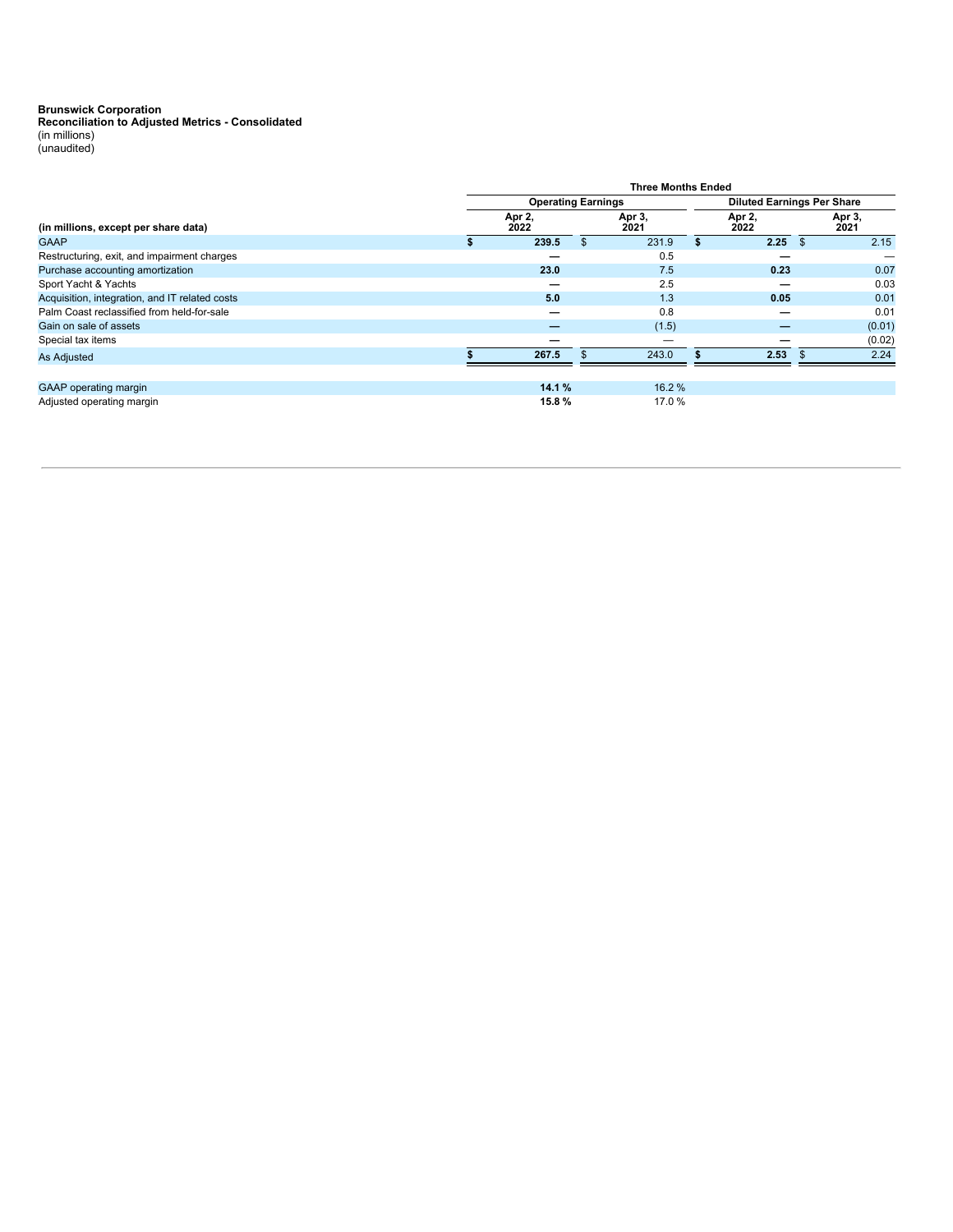**Brunswick Corporation**
**Reconciliation to Adjusted Metrics - Consolidated**
(in millions)
(unaudited)

| | Three Months Ended | | | |
|---|---|---|---|---|
| | Operating Earnings | | Diluted Earnings Per Share | |
| (in millions, except per share data) | Apr 2, 2022 | Apr 3, 2021 | Apr 2, 2022 | Apr 3, 2021 |
| GAAP | $ 239.5 | $ 231.9 | $ 2.25 | $ 2.15 |
| Restructuring, exit, and impairment charges | — | 0.5 | — | — |
| Purchase accounting amortization | 23.0 | 7.5 | 0.23 | 0.07 |
| Sport Yacht & Yachts | — | 2.5 | — | 0.03 |
| Acquisition, integration, and IT related costs | 5.0 | 1.3 | 0.05 | 0.01 |
| Palm Coast reclassified from held-for-sale | — | 0.8 | — | 0.01 |
| Gain on sale of assets | — | (1.5) | — | (0.01) |
| Special tax items | — | — | — | (0.02) |
| As Adjusted | $ 267.5 | $ 243.0 | $ 2.53 | $ 2.24 |
| | | | | |
| GAAP operating margin | 14.1 % | 16.2 % | | |
| Adjusted operating margin | 15.8 % | 17.0 % | | |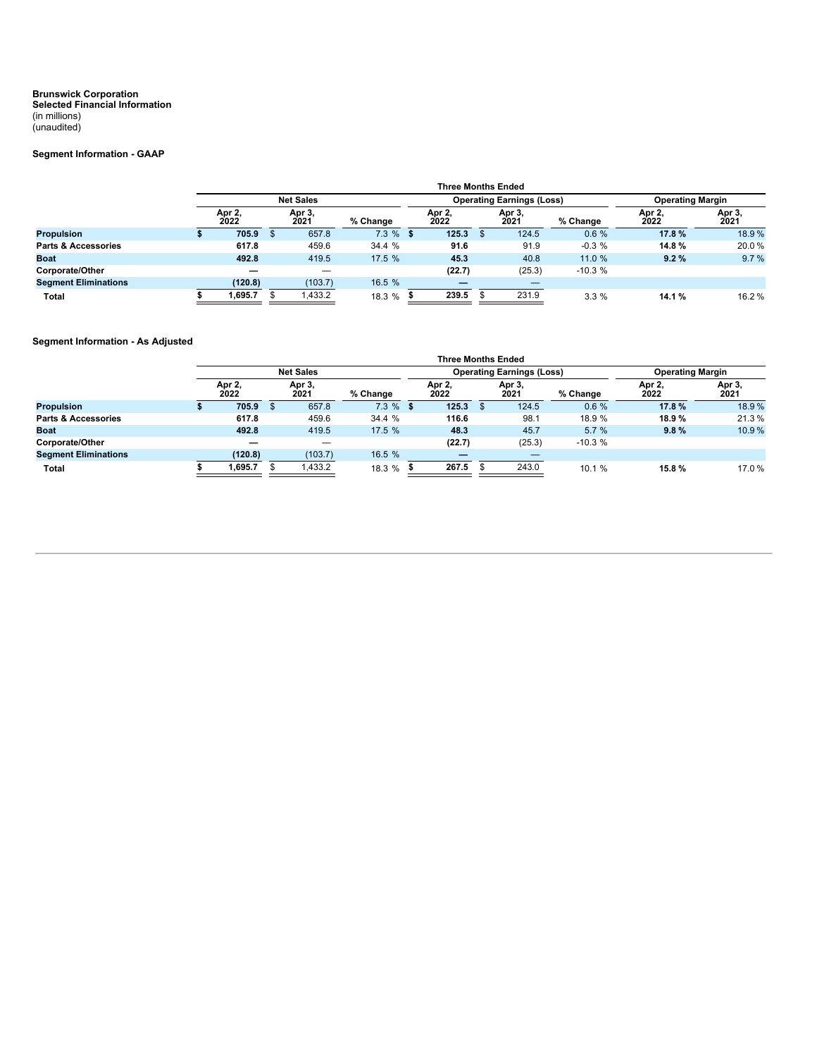**Brunswick Corporation**
**Selected Financial Information**
(in millions)
(unaudited)

**Segment Information - GAAP**

| | Three Months Ended | | | | | | | |
|---|---|---|---|---|---|---|---|---|
| | Net Sales | | | Operating Earnings (Loss) | | | Operating Margin | |
| | Apr 2, 2022 | Apr 3, 2021 | % Change | Apr 2, 2022 | Apr 3, 2021 | % Change | Apr 2, 2022 | Apr 3, 2021 |
| **Propulsion** | **$ 705.9** | $ 657.8 | 7.3 % | **$ 125.3** | $ 124.5 | 0.6 % | **17.8 %** | 18.9 % |
| **Parts & Accessories** | **617.8** | 459.6 | 34.4 % | **91.6** | 91.9 | -0.3 % | **14.8 %** | 20.0 % |
| **Boat** | **492.8** | 419.5 | 17.5 % | **45.3** | 40.8 | 11.0 % | **9.2 %** | 9.7 % |
| **Corporate/Other** | **—** | — | | **(22.7)** | (25.3) | -10.3 % | | |
| **Segment Eliminations** | **(120.8)** | (103.7) | 16.5 % | **—** | — | | | |
| **Total** | **$ 1,695.7** | $ 1,433.2 | 18.3 % | **$ 239.5** | $ 231.9 | 3.3 % | **14.1 %** | 16.2 % |

**Segment Information - As Adjusted**

| | Three Months Ended | | | | | | | |
|---|---|---|---|---|---|---|---|---|
| | Net Sales | | | Operating Earnings (Loss) | | | Operating Margin | |
| | Apr 2, 2022 | Apr 3, 2021 | % Change | Apr 2, 2022 | Apr 3, 2021 | % Change | Apr 2, 2022 | Apr 3, 2021 |
| **Propulsion** | **$ 705.9** | $ 657.8 | 7.3 % | **$ 125.3** | $ 124.5 | 0.6 % | **17.8 %** | 18.9 % |
| **Parts & Accessories** | **617.8** | 459.6 | 34.4 % | **116.6** | 98.1 | 18.9 % | **18.9 %** | 21.3 % |
| **Boat** | **492.8** | 419.5 | 17.5 % | **48.3** | 45.7 | 5.7 % | **9.8 %** | 10.9 % |
| **Corporate/Other** | **—** | — | | **(22.7)** | (25.3) | -10.3 % | | |
| **Segment Eliminations** | **(120.8)** | (103.7) | 16.5 % | **—** | — | | | |
| **Total** | **$ 1,695.7** | $ 1,433.2 | 18.3 % | **$ 267.5** | $ 243.0 | 10.1 % | **15.8 %** | 17.0 % |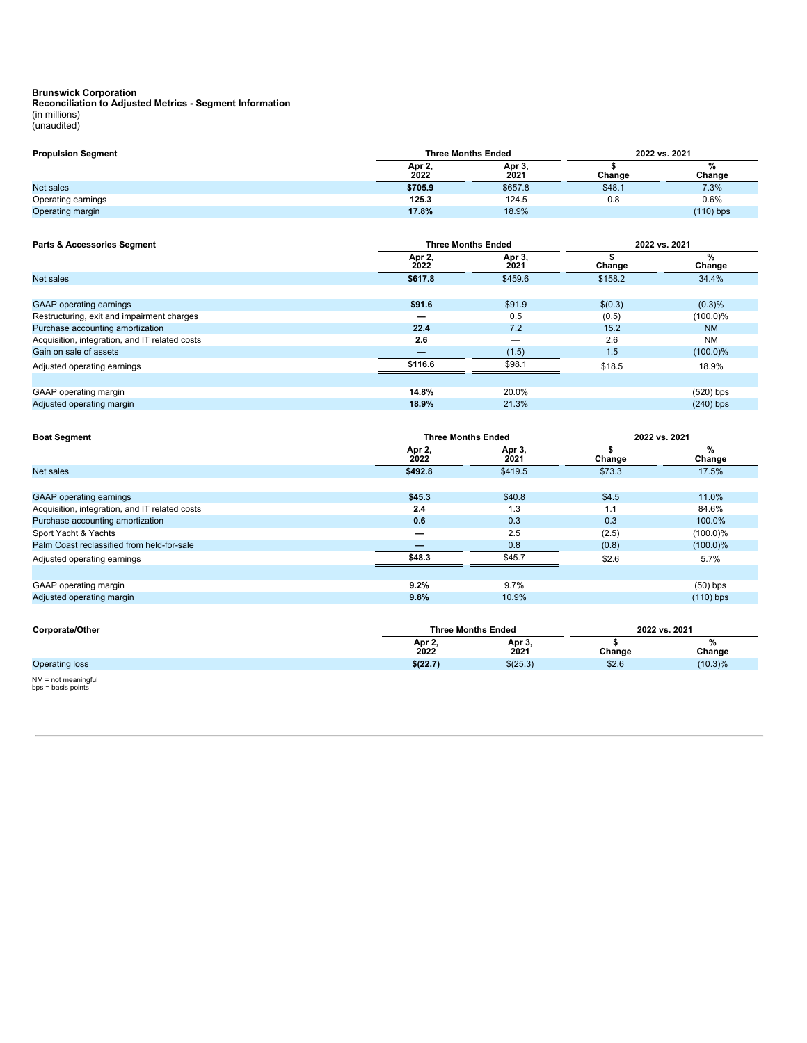**Brunswick Corporation**
**Reconciliation to Adjusted Metrics - Segment Information**
(in millions)
(unaudited)

| **Propulsion Segment** | Three Months Ended | | 2022 vs. 2021 | |
|---|---|---|---|---|
| | Apr 2, 2022 | Apr 3, 2021 | $ Change | % Change |
| Net sales | **$705.9** | $657.8 | $48.1 | 7.3% |
| Operating earnings | **125.3** | 124.5 | 0.8 | 0.6% |
| Operating margin | **17.8%** | 18.9% | | (110) bps |

| **Parts & Accessories Segment** | Three Months Ended | | 2022 vs. 2021 | |
|---|---|---|---|---|
| | Apr 2, 2022 | Apr 3, 2021 | $ Change | % Change |
| Net sales | **$617.8** | $459.6 | $158.2 | 34.4% |
| | | | | |
| GAAP operating earnings | **$91.6** | $91.9 | $(0.3) | (0.3)% |
| Restructuring, exit and impairment charges | **—** | 0.5 | (0.5) | (100.0)% |
| Purchase accounting amortization | **22.4** | 7.2 | 15.2 | NM |
| Acquisition, integration, and IT related costs | **2.6** | — | 2.6 | NM |
| Gain on sale of assets | **—** | (1.5) | 1.5 | (100.0)% |
| Adjusted operating earnings | **$116.6** | $98.1 | $18.5 | 18.9% |
| | | | | |
| GAAP operating margin | **14.8%** | 20.0% | | (520) bps |
| Adjusted operating margin | **18.9%** | 21.3% | | (240) bps |

| **Boat Segment** | Three Months Ended | | 2022 vs. 2021 | |
|---|---|---|---|---|
| | Apr 2, 2022 | Apr 3, 2021 | $ Change | % Change |
| Net sales | **$492.8** | $419.5 | $73.3 | 17.5% |
| | | | | |
| GAAP operating earnings | **$45.3** | $40.8 | $4.5 | 11.0% |
| Acquisition, integration, and IT related costs | **2.4** | 1.3 | 1.1 | 84.6% |
| Purchase accounting amortization | **0.6** | 0.3 | 0.3 | 100.0% |
| Sport Yacht & Yachts | **—** | 2.5 | (2.5) | (100.0)% |
| Palm Coast reclassified from held-for-sale | **—** | 0.8 | (0.8) | (100.0)% |
| Adjusted operating earnings | **$48.3** | $45.7 | $2.6 | 5.7% |
| | | | | |
| GAAP operating margin | **9.2%** | 9.7% | | (50) bps |
| Adjusted operating margin | **9.8%** | 10.9% | | (110) bps |

| **Corporate/Other** | Three Months Ended | | 2022 vs. 2021 | |
|---|---|---|---|---|
| | Apr 2, 2022 | Apr 3, 2021 | $ Change | % Change |
| Operating loss | **$(22.7)** | $(25.3) | $2.6 | (10.3)% |

NM = not meaningful
bps = basis points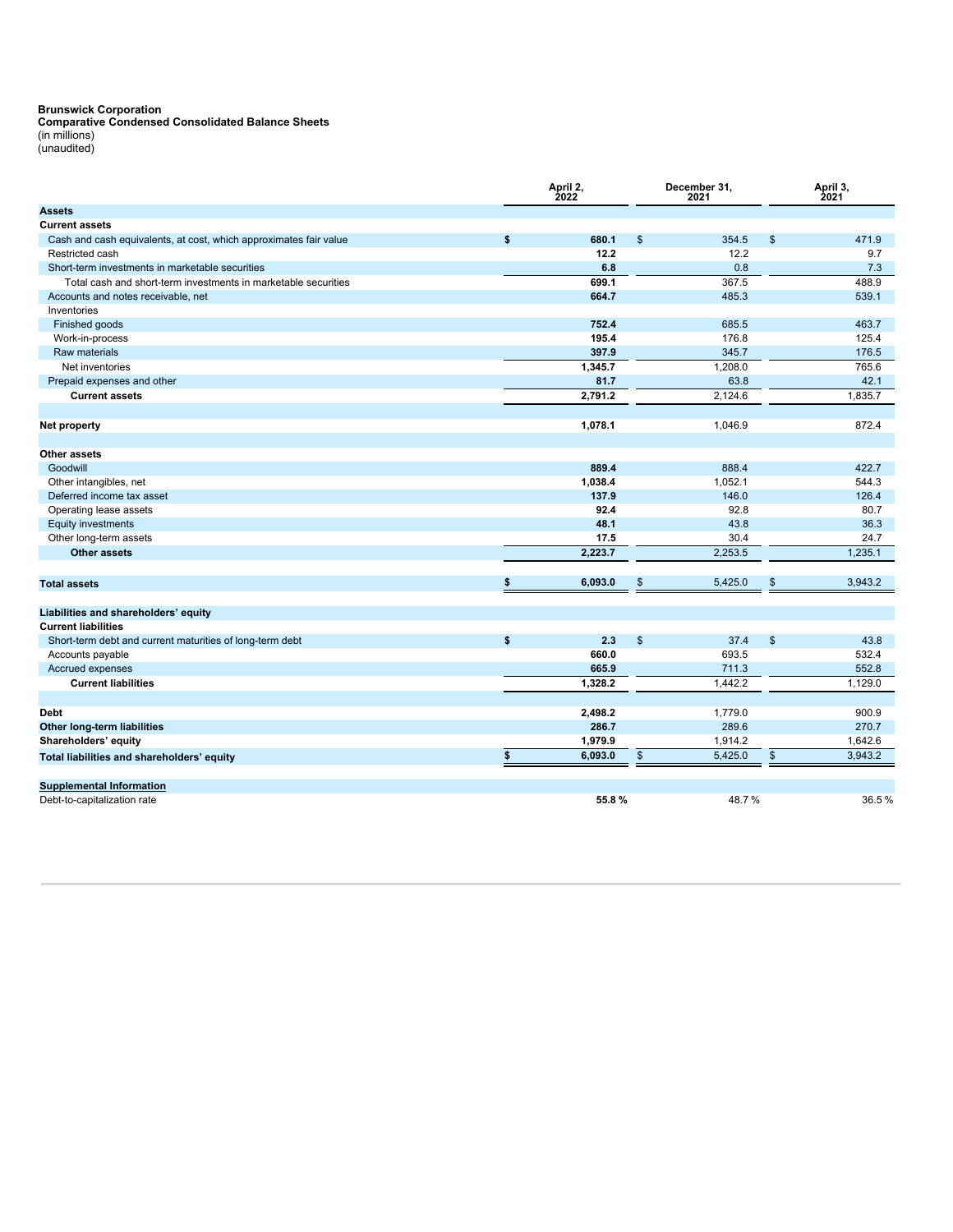**Brunswick Corporation**
**Comparative Condensed Consolidated Balance Sheets**
(in millions)
(unaudited)

| | April 2, 2022 | December 31, 2021 | April 3, 2021 |
|---|---|---|---|
| **Assets** | | | |
| **Current assets** | | | |
| Cash and cash equivalents, at cost, which approximates fair value | $ 680.1 | $ 354.5 | $ 471.9 |
| Restricted cash | 12.2 | 12.2 | 9.7 |
| Short-term investments in marketable securities | 6.8 | 0.8 | 7.3 |
| Total cash and short-term investments in marketable securities | 699.1 | 367.5 | 488.9 |
| Accounts and notes receivable, net | 664.7 | 485.3 | 539.1 |
| Inventories | | | |
| Finished goods | 752.4 | 685.5 | 463.7 |
| Work-in-process | 195.4 | 176.8 | 125.4 |
| Raw materials | 397.9 | 345.7 | 176.5 |
| Net inventories | 1,345.7 | 1,208.0 | 765.6 |
| Prepaid expenses and other | 81.7 | 63.8 | 42.1 |
| **Current assets** | 2,791.2 | 2,124.6 | 1,835.7 |
| | | | |
| **Net property** | 1,078.1 | 1,046.9 | 872.4 |
| | | | |
| **Other assets** | | | |
| Goodwill | 889.4 | 888.4 | 422.7 |
| Other intangibles, net | 1,038.4 | 1,052.1 | 544.3 |
| Deferred income tax asset | 137.9 | 146.0 | 126.4 |
| Operating lease assets | 92.4 | 92.8 | 80.7 |
| Equity investments | 48.1 | 43.8 | 36.3 |
| Other long-term assets | 17.5 | 30.4 | 24.7 |
| **Other assets** | 2,223.7 | 2,253.5 | 1,235.1 |
| | | | |
| **Total assets** | $ 6,093.0 | $ 5,425.0 | $ 3,943.2 |
| | | | |
| **Liabilities and shareholders' equity** | | | |
| **Current liabilities** | | | |
| Short-term debt and current maturities of long-term debt | $ 2.3 | $ 37.4 | $ 43.8 |
| Accounts payable | 660.0 | 693.5 | 532.4 |
| Accrued expenses | 665.9 | 711.3 | 552.8 |
| **Current liabilities** | 1,328.2 | 1,442.2 | 1,129.0 |
| | | | |
| **Debt** | 2,498.2 | 1,779.0 | 900.9 |
| **Other long-term liabilities** | 286.7 | 289.6 | 270.7 |
| **Shareholders' equity** | 1,979.9 | 1,914.2 | 1,642.6 |
| **Total liabilities and shareholders' equity** | $ 6,093.0 | $ 5,425.0 | $ 3,943.2 |
| | | | |
| **Supplemental Information** | | | |
| Debt-to-capitalization rate | 55.8 % | 48.7 % | 36.5 % |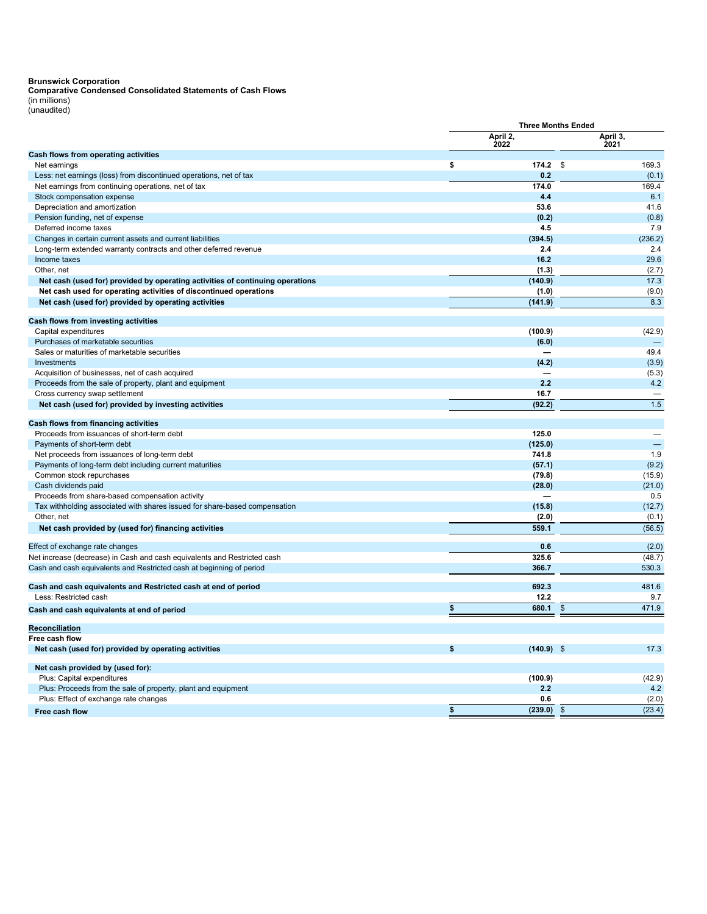**Brunswick Corporation**
**Comparative Condensed Consolidated Statements of Cash Flows**
(in millions)
(unaudited)

| | Three Months Ended | |
|---|---|---|
| | April 2, 2022 | April 3, 2021 |
| **Cash flows from operating activities** | | |
| Net earnings | $ 174.2 | $ 169.3 |
| Less: net earnings (loss) from discontinued operations, net of tax | 0.2 | (0.1) |
| Net earnings from continuing operations, net of tax | 174.0 | 169.4 |
| Stock compensation expense | 4.4 | 6.1 |
| Depreciation and amortization | 53.6 | 41.6 |
| Pension funding, net of expense | (0.2) | (0.8) |
| Deferred income taxes | 4.5 | 7.9 |
| Changes in certain current assets and current liabilities | (394.5) | (236.2) |
| Long-term extended warranty contracts and other deferred revenue | 2.4 | 2.4 |
| Income taxes | 16.2 | 29.6 |
| Other, net | (1.3) | (2.7) |
| **Net cash (used for) provided by operating activities of continuing operations** | (140.9) | 17.3 |
| **Net cash used for operating activities of discontinued operations** | (1.0) | (9.0) |
| **Net cash (used for) provided by operating activities** | (141.9) | 8.3 |
| **Cash flows from investing activities** | | |
| Capital expenditures | (100.9) | (42.9) |
| Purchases of marketable securities | (6.0) | — |
| Sales or maturities of marketable securities | — | 49.4 |
| Investments | (4.2) | (3.9) |
| Acquisition of businesses, net of cash acquired | — | (5.3) |
| Proceeds from the sale of property, plant and equipment | 2.2 | 4.2 |
| Cross currency swap settlement | 16.7 | — |
| **Net cash (used for) provided by investing activities** | (92.2) | 1.5 |
| **Cash flows from financing activities** | | |
| Proceeds from issuances of short-term debt | 125.0 | — |
| Payments of short-term debt | (125.0) | — |
| Net proceeds from issuances of long-term debt | 741.8 | 1.9 |
| Payments of long-term debt including current maturities | (57.1) | (9.2) |
| Common stock repurchases | (79.8) | (15.9) |
| Cash dividends paid | (28.0) | (21.0) |
| Proceeds from share-based compensation activity | — | 0.5 |
| Tax withholding associated with shares issued for share-based compensation | (15.8) | (12.7) |
| Other, net | (2.0) | (0.1) |
| **Net cash provided by (used for) financing activities** | 559.1 | (56.5) |
| Effect of exchange rate changes | 0.6 | (2.0) |
| Net increase (decrease) in Cash and cash equivalents and Restricted cash | 325.6 | (48.7) |
| Cash and cash equivalents and Restricted cash at beginning of period | 366.7 | 530.3 |
| **Cash and cash equivalents and Restricted cash at end of period** | 692.3 | 481.6 |
| Less: Restricted cash | 12.2 | 9.7 |
| **Cash and cash equivalents at end of period** | $ 680.1 | $ 471.9 |
| **Reconciliation** | | |
| **Free cash flow** | | |
| **Net cash (used for) provided by operating activities** | $ (140.9) | $ 17.3 |
| **Net cash provided by (used for):** | | |
| Plus: Capital expenditures | (100.9) | (42.9) |
| Plus: Proceeds from the sale of property, plant and equipment | 2.2 | 4.2 |
| Plus: Effect of exchange rate changes | 0.6 | (2.0) |
| **Free cash flow** | $ (239.0) | $ (23.4) |